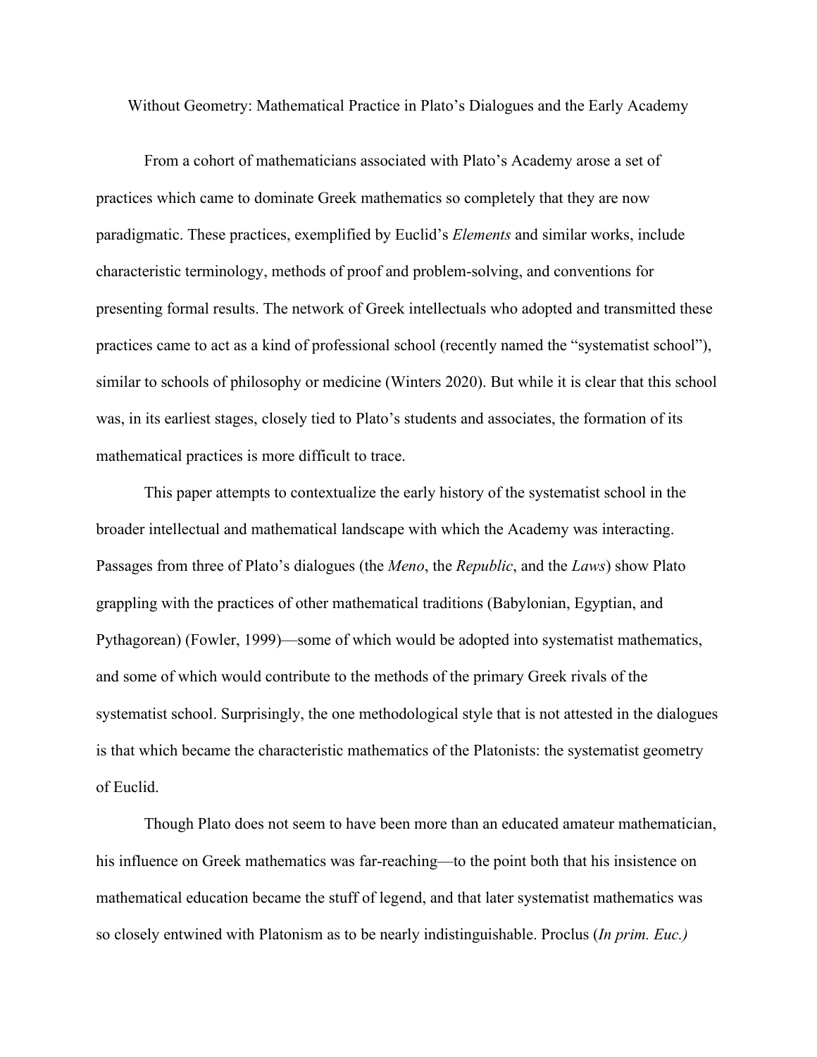# Without Geometry: Mathematical Practice in Plato's Dialogues and the Early Academy

From a cohort of mathematicians associated with Plato's Academy arose a set of practices which came to dominate Greek mathematics so completely that they are now paradigmatic. These practices, exemplified by Euclid's *Elements* and similar works, include characteristic terminology, methods of proof and problem-solving, and conventions for presenting formal results. The network of Greek intellectuals who adopted and transmitted these practices came to act as a kind of professional school (recently named the "systematist school"), similar to schools of philosophy or medicine (Winters 2020). But while it is clear that this school was, in its earliest stages, closely tied to Plato's students and associates, the formation of its mathematical practices is more difficult to trace.

This paper attempts to contextualize the early history of the systematist school in the broader intellectual and mathematical landscape with which the Academy was interacting. Passages from three of Plato's dialogues (the *Meno*, the *Republic*, and the *Laws*) show Plato grappling with the practices of other mathematical traditions (Babylonian, Egyptian, and Pythagorean) (Fowler, 1999)—some of which would be adopted into systematist mathematics, and some of which would contribute to the methods of the primary Greek rivals of the systematist school. Surprisingly, the one methodological style that is not attested in the dialogues is that which became the characteristic mathematics of the Platonists: the systematist geometry of Euclid.

Though Plato does not seem to have been more than an educated amateur mathematician, his influence on Greek mathematics was far-reaching—to the point both that his insistence on mathematical education became the stuff of legend, and that later systematist mathematics was so closely entwined with Platonism as to be nearly indistinguishable. Proclus (*In prim. Euc.)*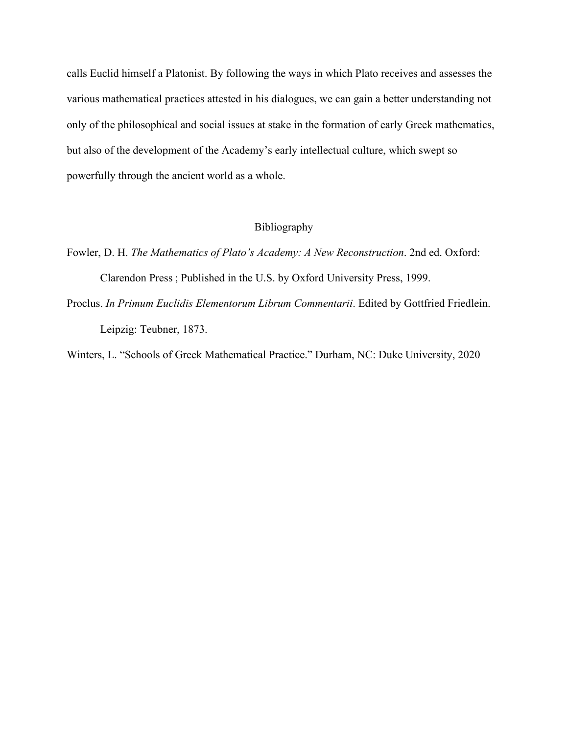calls Euclid himself a Platonist. By following the ways in which Plato receives and assesses the various mathematical practices attested in his dialogues, we can gain a better understanding not only of the philosophical and social issues at stake in the formation of early Greek mathematics, but also of the development of the Academy's early intellectual culture, which swept so powerfully through the ancient world as a whole.

## Bibliography

Fowler, D. H. *The Mathematics of Plato's Academy: A New Reconstruction*. 2nd ed. Oxford: Clarendon Press ; Published in the U.S. by Oxford University Press, 1999.

Proclus. *In Primum Euclidis Elementorum Librum Commentarii*. Edited by Gottfried Friedlein. Leipzig: Teubner, 1873.

Winters, L. "Schools of Greek Mathematical Practice." Durham, NC: Duke University, 2020